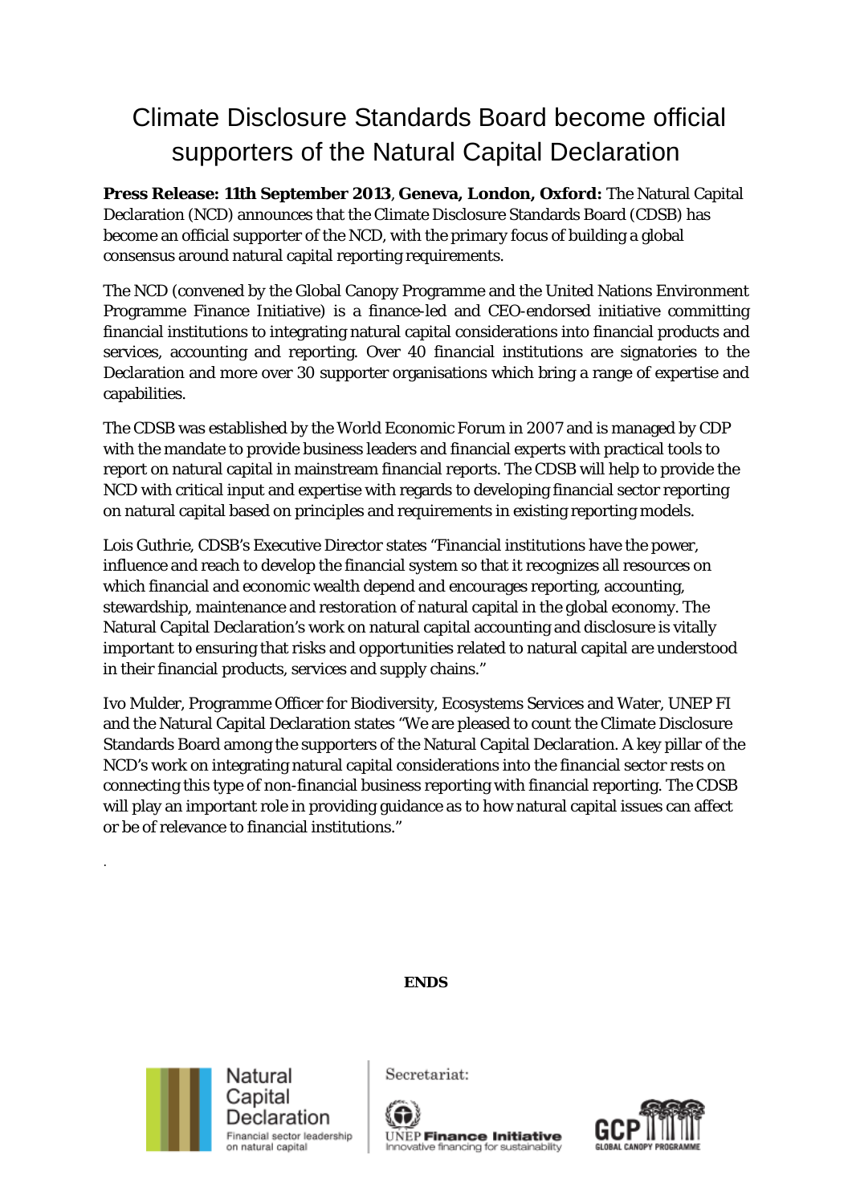# Climate Disclosure Standards Board become official supporters of the Natural Capital Declaration

**Press Release: 11th September 2013**, **Geneva, London, Oxford:** The Natural Capital Declaration (NCD) announces that the Climate Disclosure Standards Board (CDSB) has become an official supporter of the NCD, with the primary focus of building a global consensus around natural capital reporting requirements.

The NCD (convened by the Global Canopy Programme and the United Nations Environment Programme Finance Initiative) is a finance-led and CEO-endorsed initiative committing financial institutions to integrating natural capital considerations into financial products and services, accounting and reporting. Over 40 financial institutions are signatories to the Declaration and more over 30 supporter organisations which bring a range of expertise and capabilities.

The CDSB was established by the World Economic Forum in 2007 and is managed by CDP with the mandate to provide business leaders and financial experts with practical tools to report on natural capital in mainstream financial reports. The CDSB will help to provide the NCD with critical input and expertise with regards to developing financial sector reporting on natural capital based on principles and requirements in existing reporting models.

Lois Guthrie, CDSB's Executive Director states "Financial institutions have the power, influence and reach to develop the financial system so that it recognizes all resources on which financial and economic wealth depend and encourages reporting, accounting, stewardship, maintenance and restoration of natural capital in the global economy. The Natural Capital Declaration's work on natural capital accounting and disclosure is vitally important to ensuring that risks and opportunities related to natural capital are understood in their financial products, services and supply chains."

Ivo Mulder, Programme Officer for Biodiversity, Ecosystems Services and Water, UNEP FI and the Natural Capital Declaration states "We are pleased to count the Climate Disclosure Standards Board among the supporters of the Natural Capital Declaration. A key pillar of the NCD's work on integrating natural capital considerations into the financial sector rests on connecting this type of non-financial business reporting with financial reporting. The CDSB will play an important role in providing guidance as to how natural capital issues can affect or be of relevance to financial institutions."

.

**ENDS**

Natural Capital Declaration
Financial sector leadership on natural capital

Secretariat:

UNEP **Finance Initiative**
Innovative financing for sustainability

GCP GLOBAL CANOPY PROGRAMME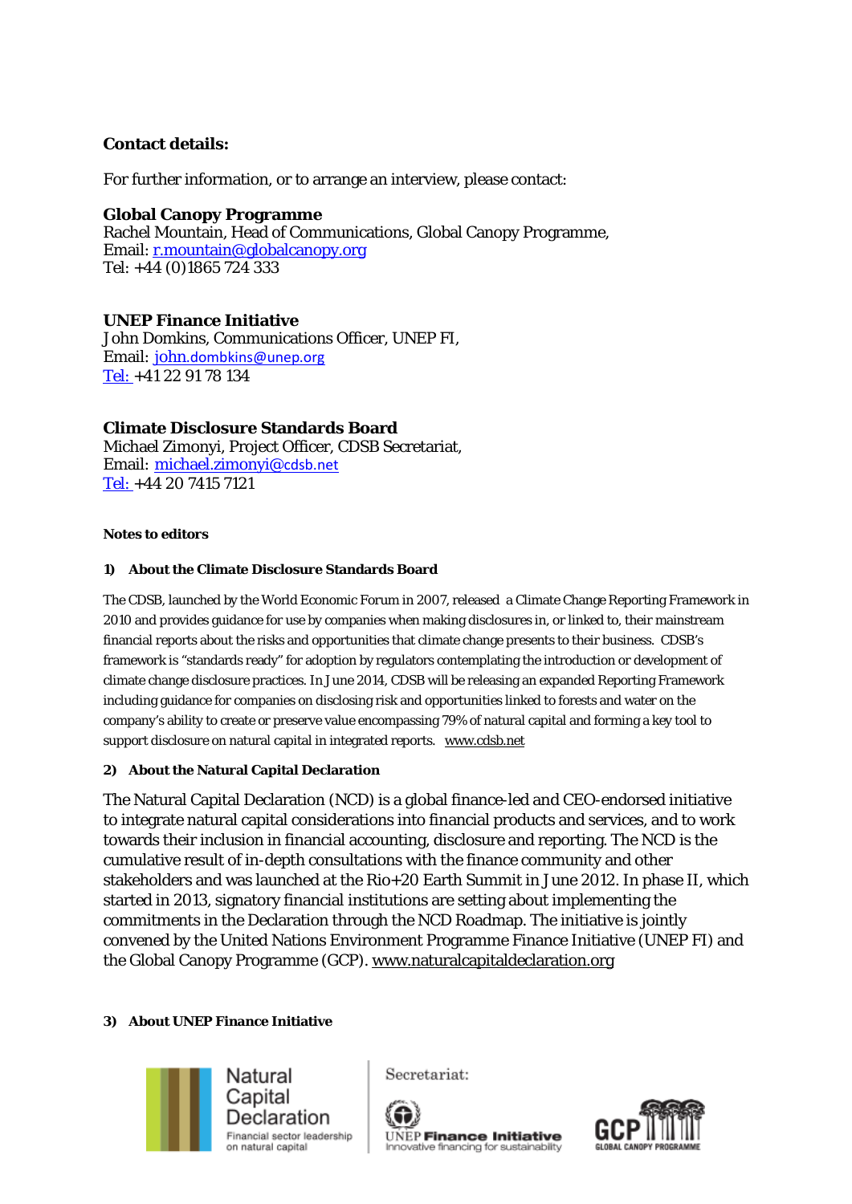**Contact details:**

For further information, or to arrange an interview, please contact:

**Global Canopy Programme**
Rachel Mountain, Head of Communications, Global Canopy Programme,
Email: r.mountain@globalcanopy.org
Tel: +44 (0)1865 724 333

**UNEP Finance Initiative**
John Domkins, Communications Officer, UNEP FI,
Email: john.dombkins@unep.org
Tel: +41 22 91 78 134

**Climate Disclosure Standards Board**
Michael Zimonyi, Project Officer, CDSB Secretariat,
Email: michael.zimonyi@cdsb.net
Tel: +44 20 7415 7121

**Notes to editors**

**1) About the Climate Disclosure Standards Board**

The CDSB, launched by the World Economic Forum in 2007, released a Climate Change Reporting Framework in 2010 and provides guidance for use by companies when making disclosures in, or linked to, their mainstream financial reports about the risks and opportunities that climate change presents to their business. CDSB's framework is "standards ready" for adoption by regulators contemplating the introduction or development of climate change disclosure practices. In June 2014, CDSB will be releasing an expanded Reporting Framework including guidance for companies on disclosing risk and opportunities linked to forests and water on the company's ability to create or preserve value encompassing 79% of natural capital and forming a key tool to support disclosure on natural capital in integrated reports. www.cdsb.net

**2) About the Natural Capital Declaration**

The Natural Capital Declaration (NCD) is a global finance-led and CEO-endorsed initiative to integrate natural capital considerations into financial products and services, and to work towards their inclusion in financial accounting, disclosure and reporting. The NCD is the cumulative result of in-depth consultations with the finance community and other stakeholders and was launched at the Rio+20 Earth Summit in June 2012. In phase II, which started in 2013, signatory financial institutions are setting about implementing the commitments in the Declaration through the NCD Roadmap. The initiative is jointly convened by the United Nations Environment Programme Finance Initiative (UNEP FI) and the Global Canopy Programme (GCP). www.naturalcapitaldeclaration.org

**3) About UNEP Finance Initiative**

Natural Capital Declaration – Financial sector leadership on natural capital | Secretariat: UNEP Finance Initiative – Innovative financing for sustainability | GCP Global Canopy Programme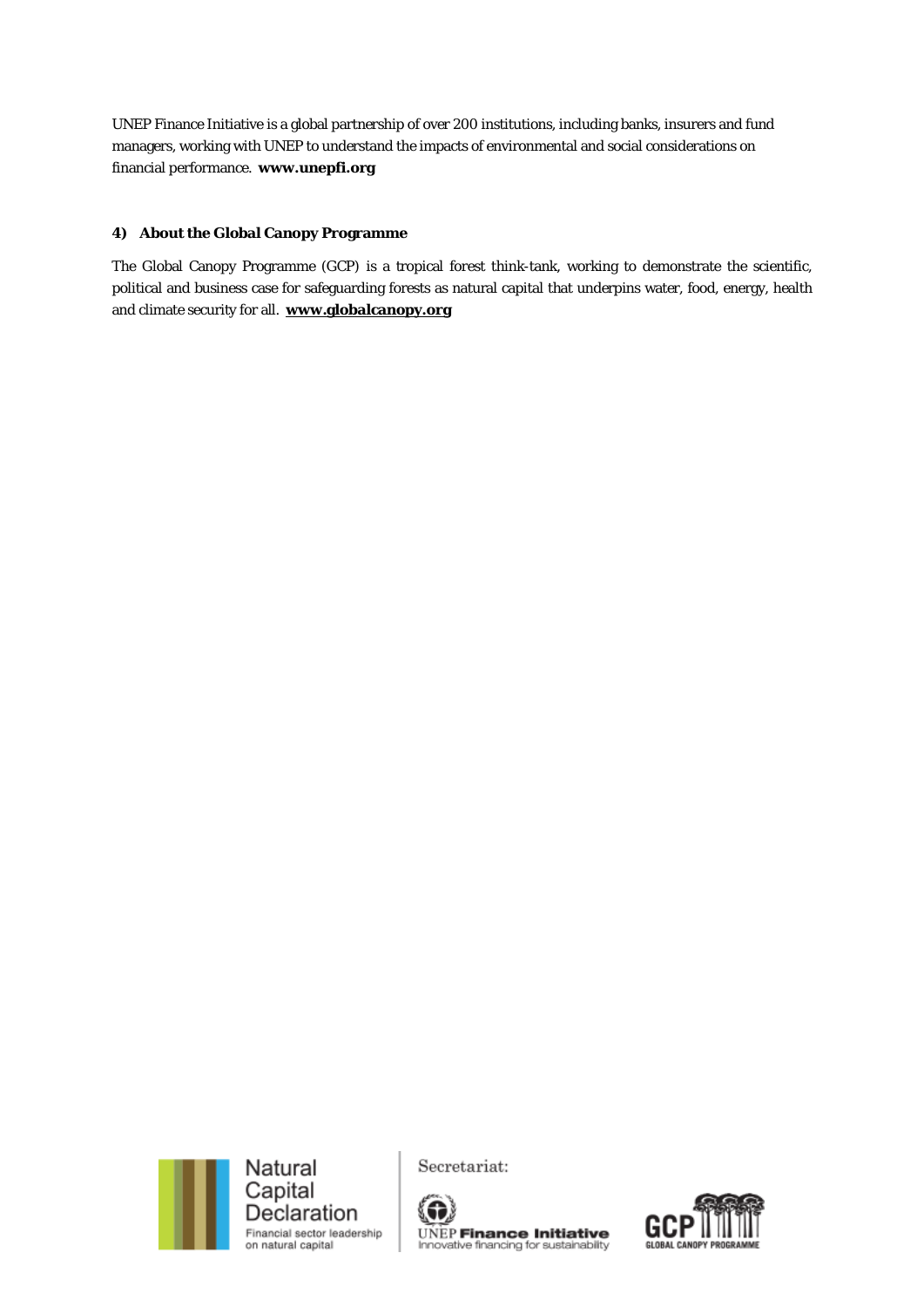UNEP Finance Initiative is a global partnership of over 200 institutions, including banks, insurers and fund managers, working with UNEP to understand the impacts of environmental and social considerations on financial performance. **www.unepfi.org**

**4) About the Global Canopy Programme**

The Global Canopy Programme (GCP) is a tropical forest think-tank, working to demonstrate the scientific, political and business case for safeguarding forests as natural capital that underpins water, food, energy, health and climate security for all. **www.globalcanopy.org**

Natural Capital Declaration
Financial sector leadership on natural capital

Secretariat:

UNEP Finance Initiative
Innovative financing for sustainability

GCP
GLOBAL CANOPY PROGRAMME